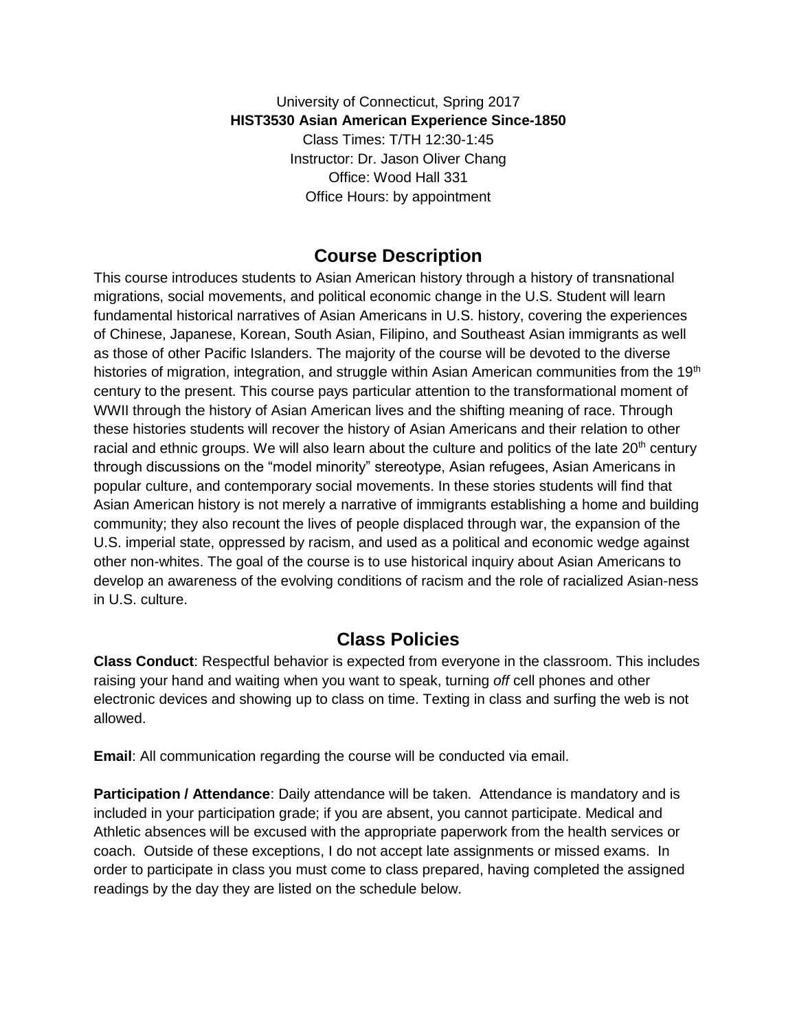University of Connecticut, Spring 2017

**HIST3530 Asian American Experience Since-1850**

Class Times: T/TH 12:30-1:45

Instructor: Dr. Jason Oliver Chang

Office: Wood Hall 331

Office Hours: by appointment

## Course Description

This course introduces students to Asian American history through a history of transnational migrations, social movements, and political economic change in the U.S. Student will learn fundamental historical narratives of Asian Americans in U.S. history, covering the experiences of Chinese, Japanese, Korean, South Asian, Filipino, and Southeast Asian immigrants as well as those of other Pacific Islanders. The majority of the course will be devoted to the diverse histories of migration, integration, and struggle within Asian American communities from the 19th century to the present. This course pays particular attention to the transformational moment of WWII through the history of Asian American lives and the shifting meaning of race. Through these histories students will recover the history of Asian Americans and their relation to other racial and ethnic groups. We will also learn about the culture and politics of the late 20th century through discussions on the "model minority" stereotype, Asian refugees, Asian Americans in popular culture, and contemporary social movements. In these stories students will find that Asian American history is not merely a narrative of immigrants establishing a home and building community; they also recount the lives of people displaced through war, the expansion of the U.S. imperial state, oppressed by racism, and used as a political and economic wedge against other non-whites. The goal of the course is to use historical inquiry about Asian Americans to develop an awareness of the evolving conditions of racism and the role of racialized Asian-ness in U.S. culture.

## Class Policies

**Class Conduct**: Respectful behavior is expected from everyone in the classroom. This includes raising your hand and waiting when you want to speak, turning *off* cell phones and other electronic devices and showing up to class on time. Texting in class and surfing the web is not allowed.

**Email**: All communication regarding the course will be conducted via email.

**Participation / Attendance**: Daily attendance will be taken. Attendance is mandatory and is included in your participation grade; if you are absent, you cannot participate. Medical and Athletic absences will be excused with the appropriate paperwork from the health services or coach. Outside of these exceptions, I do not accept late assignments or missed exams. In order to participate in class you must come to class prepared, having completed the assigned readings by the day they are listed on the schedule below.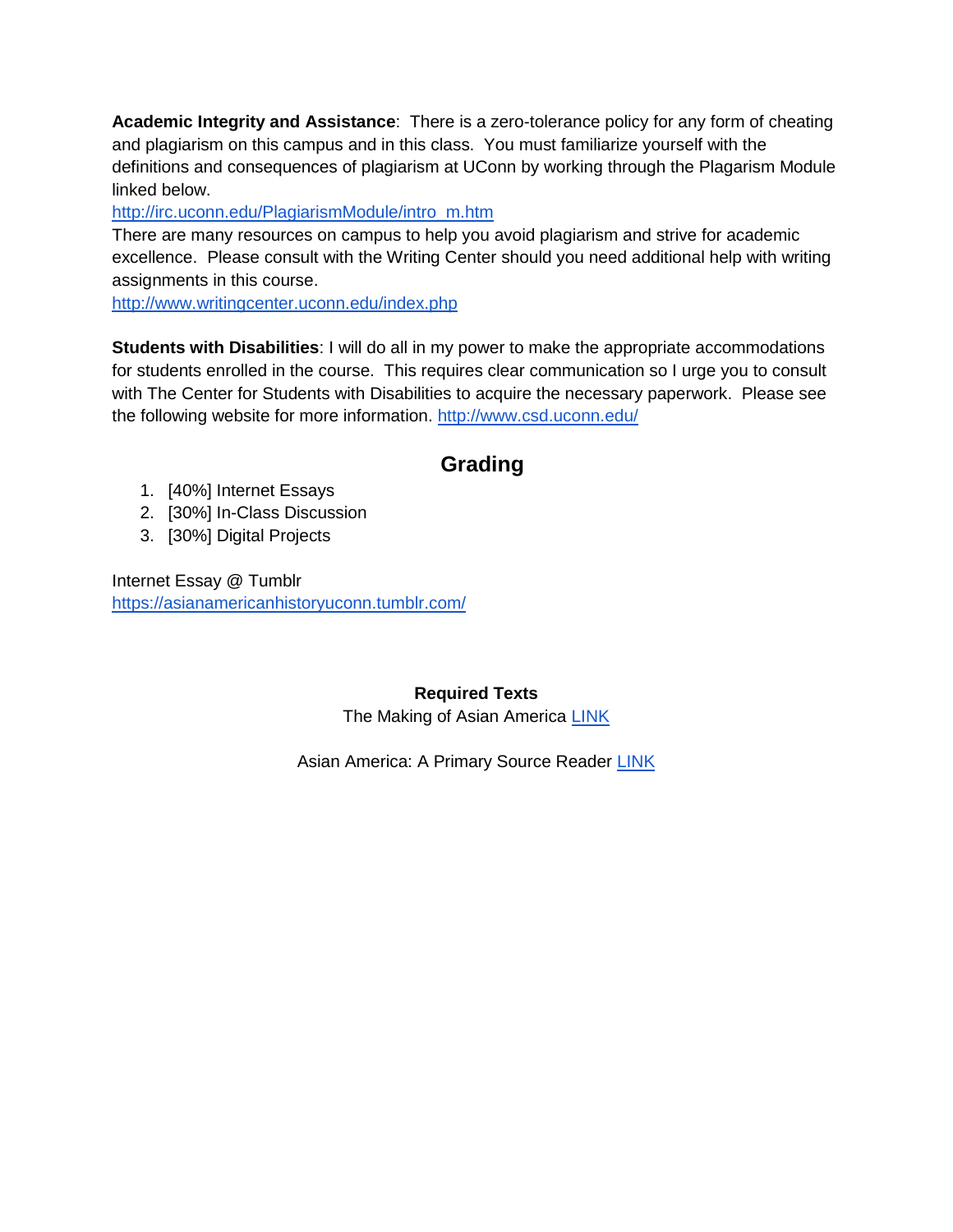**Academic Integrity and Assistance**: There is a zero-tolerance policy for any form of cheating and plagiarism on this campus and in this class. You must familiarize yourself with the definitions and consequences of plagiarism at UConn by working through the Plagarism Module linked below.
http://irc.uconn.edu/PlagiarismModule/intro_m.htm
There are many resources on campus to help you avoid plagiarism and strive for academic excellence. Please consult with the Writing Center should you need additional help with writing assignments in this course.
http://www.writingcenter.uconn.edu/index.php

**Students with Disabilities**: I will do all in my power to make the appropriate accommodations for students enrolled in the course. This requires clear communication so I urge you to consult with The Center for Students with Disabilities to acquire the necessary paperwork. Please see the following website for more information. http://www.csd.uconn.edu/

## Grading

1. [40%] Internet Essays
2. [30%] In-Class Discussion
3. [30%] Digital Projects

Internet Essay @ Tumblr
https://asianamericanhistoryuconn.tumblr.com/

**Required Texts**

The Making of Asian America LINK

Asian America: A Primary Source Reader LINK